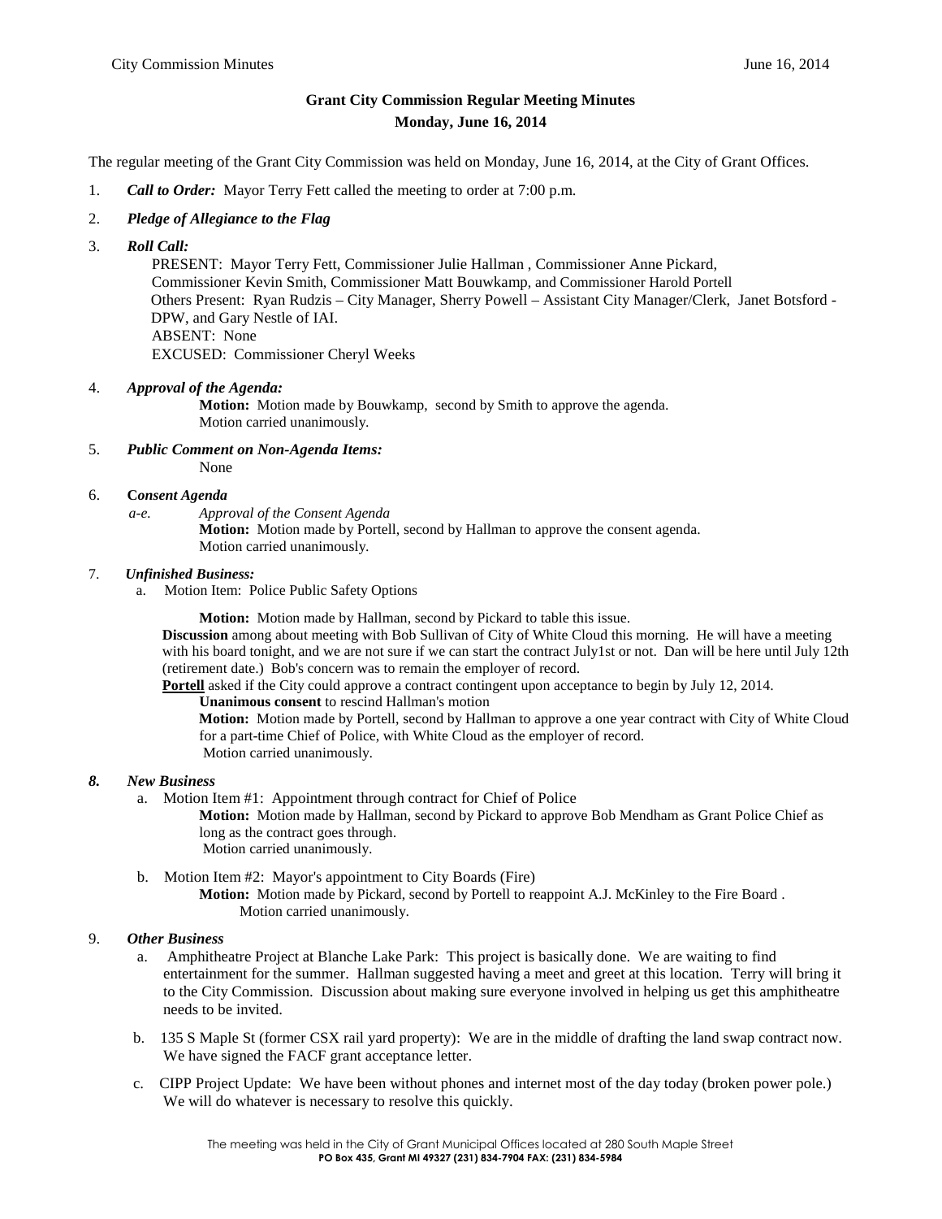# Grant City Commission Regular Meeting Minutes
## Monday, June 16, 2014

The regular meeting of the Grant City Commission was held on Monday, June 16, 2014, at the City of Grant Offices.

1. ***Call to Order:*** Mayor Terry Fett called the meeting to order at 7:00 p.m.

2. ***Pledge of Allegiance to the Flag***

3. ***Roll Call:***
   PRESENT: Mayor Terry Fett, Commissioner Julie Hallman , Commissioner Anne Pickard, Commissioner Kevin Smith, Commissioner Matt Bouwkamp, and Commissioner Harold Portell
   Others Present: Ryan Rudzis – City Manager, Sherry Powell – Assistant City Manager/Clerk, Janet Botsford - DPW, and Gary Nestle of IAI.
   ABSENT: None
   EXCUSED: Commissioner Cheryl Weeks

4. ***Approval of the Agenda:***
   **Motion:** Motion made by Bouwkamp, second by Smith to approve the agenda.
   Motion carried unanimously.

5. ***Public Comment on Non-Agenda Items:***
   None

6. **C*onsent Agenda***
   *a-e.* *Approval of the Consent Agenda*
   **Motion:** Motion made by Portell, second by Hallman to approve the consent agenda.
   Motion carried unanimously.

7. ***Unfinished Business:***
   a. Motion Item: Police Public Safety Options

   **Motion:** Motion made by Hallman, second by Pickard to table this issue.
   **Discussion** among about meeting with Bob Sullivan of City of White Cloud this morning. He will have a meeting with his board tonight, and we are not sure if we can start the contract July1st or not. Dan will be here until July 12th (retirement date.) Bob's concern was to remain the employer of record.
   **Portell** asked if the City could approve a contract contingent upon acceptance to begin by July 12, 2014.
   **Unanimous consent** to rescind Hallman's motion
   **Motion:** Motion made by Portell, second by Hallman to approve a one year contract with City of White Cloud for a part-time Chief of Police, with White Cloud as the employer of record.
   Motion carried unanimously.

8. ***New Business***
   a. Motion Item #1: Appointment through contract for Chief of Police
   **Motion:** Motion made by Hallman, second by Pickard to approve Bob Mendham as Grant Police Chief as long as the contract goes through.
   Motion carried unanimously.

   b. Motion Item #2: Mayor's appointment to City Boards (Fire)
   **Motion:** Motion made by Pickard, second by Portell to reappoint A.J. McKinley to the Fire Board .
   Motion carried unanimously.

9. ***Other Business***
   a. Amphitheatre Project at Blanche Lake Park: This project is basically done. We are waiting to find entertainment for the summer. Hallman suggested having a meet and greet at this location. Terry will bring it to the City Commission. Discussion about making sure everyone involved in helping us get this amphitheatre needs to be invited.

   b. 135 S Maple St (former CSX rail yard property): We are in the middle of drafting the land swap contract now. We have signed the FACF grant acceptance letter.

   c. CIPP Project Update: We have been without phones and internet most of the day today (broken power pole.) We will do whatever is necessary to resolve this quickly.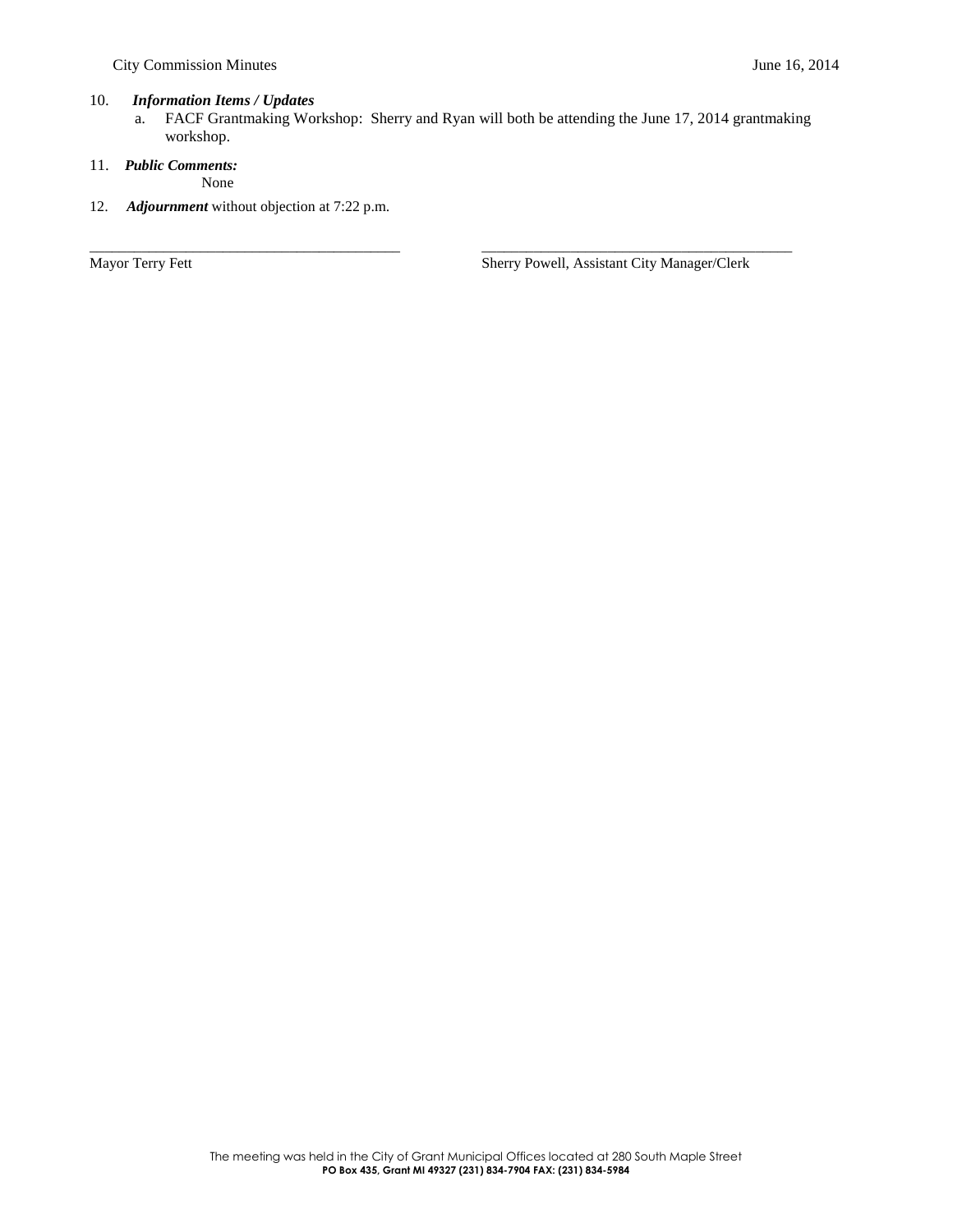10. ***Information Items / Updates***
    a. FACF Grantmaking Workshop: Sherry and Ryan will both be attending the June 17, 2014 grantmaking workshop.

11. ***Public Comments:***
    None

12. ***Adjournment*** without objection at 7:22 p.m.

_____________________________________________ _____________________________________________

Mayor Terry Fett Sherry Powell, Assistant City Manager/Clerk

The meeting was held in the City of Grant Municipal Offices located at 280 South Maple Street
**PO Box 435, Grant MI 49327 (231) 834-7904 FAX: (231) 834-5984**